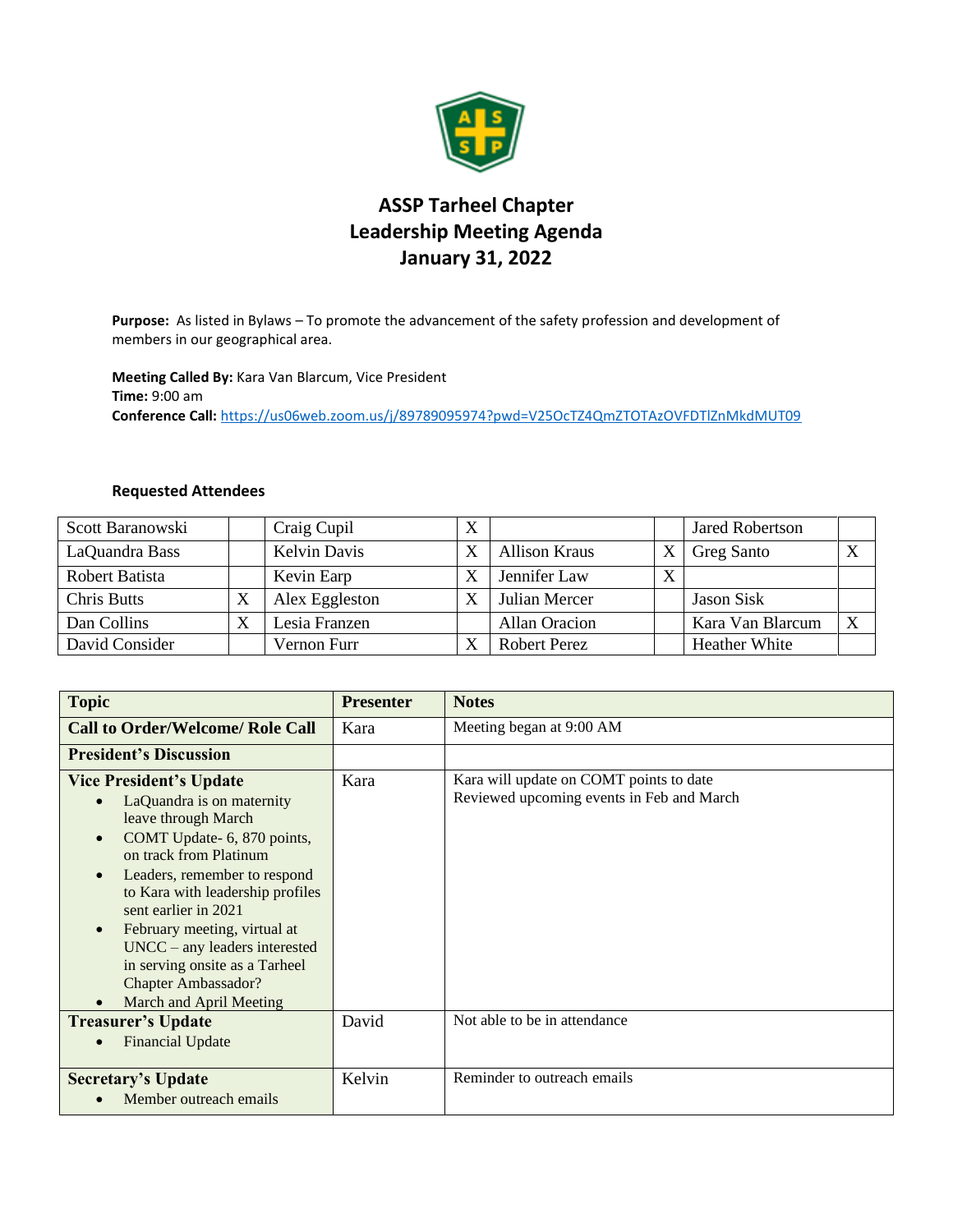# ASSP Tarheel Chapter
# Leadership Meeting Agenda
# January 31, 2022

**Purpose:** As listed in Bylaws – To promote the advancement of the safety profession and development of members in our geographical area.

**Meeting Called By:** Kara Van Blarcum, Vice President
**Time:** 9:00 am
**Conference Call:** https://us06web.zoom.us/j/89789095974?pwd=V25OcTZ4QmZTOTAzOVFDTlZnMkdMUT09

**Requested Attendees**

| | | | | | | | |
|---|---|---|---|---|---|---|---|
| Scott Baranowski | | Craig Cupil | X | | | Jared Robertson | |
| LaQuandra Bass | | Kelvin Davis | X | Allison Kraus | X | Greg Santo | X |
| Robert Batista | | Kevin Earp | X | Jennifer Law | X | | |
| Chris Butts | X | Alex Eggleston | X | Julian Mercer | | Jason Sisk | |
| Dan Collins | X | Lesia Franzen | | Allan Oracion | | Kara Van Blarcum | X |
| David Consider | | Vernon Furr | X | Robert Perez | | Heather White | |

| Topic | Presenter | Notes |
|---|---|---|
| **Call to Order/Welcome/ Role Call** | Kara | Meeting began at 9:00 AM |
| **President's Discussion** | | |
| **Vice President's Update**<br>• LaQuandra is on maternity leave through March<br>• COMT Update- 6, 870 points, on track from Platinum<br>• Leaders, remember to respond to Kara with leadership profiles sent earlier in 2021<br>• February meeting, virtual at UNCC – any leaders interested in serving onsite as a Tarheel Chapter Ambassador?<br>• March and April Meeting | Kara | Kara will update on COMT points to date<br>Reviewed upcoming events in Feb and March |
| **Treasurer's Update**<br>• Financial Update | David | Not able to be in attendance |
| **Secretary's Update**<br>• Member outreach emails | Kelvin | Reminder to outreach emails |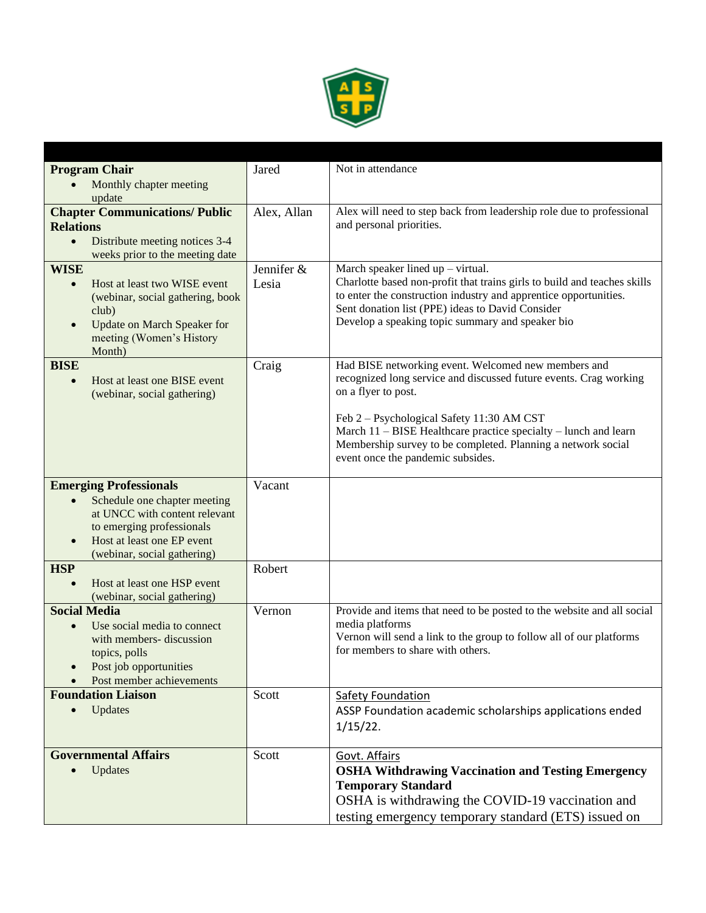| | | |
|---|---|---|
| **Program Chair**<br>• Monthly chapter meeting update | Jared | Not in attendance |
| **Chapter Communications/ Public Relations**<br>• Distribute meeting notices 3-4 weeks prior to the meeting date | Alex, Allan | Alex will need to step back from leadership role due to professional and personal priorities. |
| **WISE**<br>• Host at least two WISE event (webinar, social gathering, book club)<br>• Update on March Speaker for meeting (Women's History Month) | Jennifer & Lesia | March speaker lined up – virtual.<br>Charlotte based non-profit that trains girls to build and teaches skills to enter the construction industry and apprentice opportunities.<br>Sent donation list (PPE) ideas to David Consider<br>Develop a speaking topic summary and speaker bio |
| **BISE**<br>• Host at least one BISE event (webinar, social gathering) | Craig | Had BISE networking event. Welcomed new members and recognized long service and discussed future events. Crag working on a flyer to post.<br><br>Feb 2 – Psychological Safety 11:30 AM CST<br>March 11 – BISE Healthcare practice specialty – lunch and learn<br>Membership survey to be completed. Planning a network social event once the pandemic subsides. |
| **Emerging Professionals**<br>• Schedule one chapter meeting at UNCC with content relevant to emerging professionals<br>• Host at least one EP event (webinar, social gathering) | Vacant | |
| **HSP**<br>• Host at least one HSP event (webinar, social gathering) | Robert | |
| **Social Media**<br>• Use social media to connect with members- discussion topics, polls<br>• Post job opportunities<br>• Post member achievements | Vernon | Provide and items that need to be posted to the website and all social media platforms<br>Vernon will send a link to the group to follow all of our platforms for members to share with others. |
| **Foundation Liaison**<br>• Updates | Scott | Safety Foundation<br>ASSP Foundation academic scholarships applications ended 1/15/22. |
| **Governmental Affairs**<br>• Updates | Scott | Govt. Affairs<br>**OSHA Withdrawing Vaccination and Testing Emergency Temporary Standard**<br>OSHA is withdrawing the COVID-19 vaccination and testing emergency temporary standard (ETS) issued on |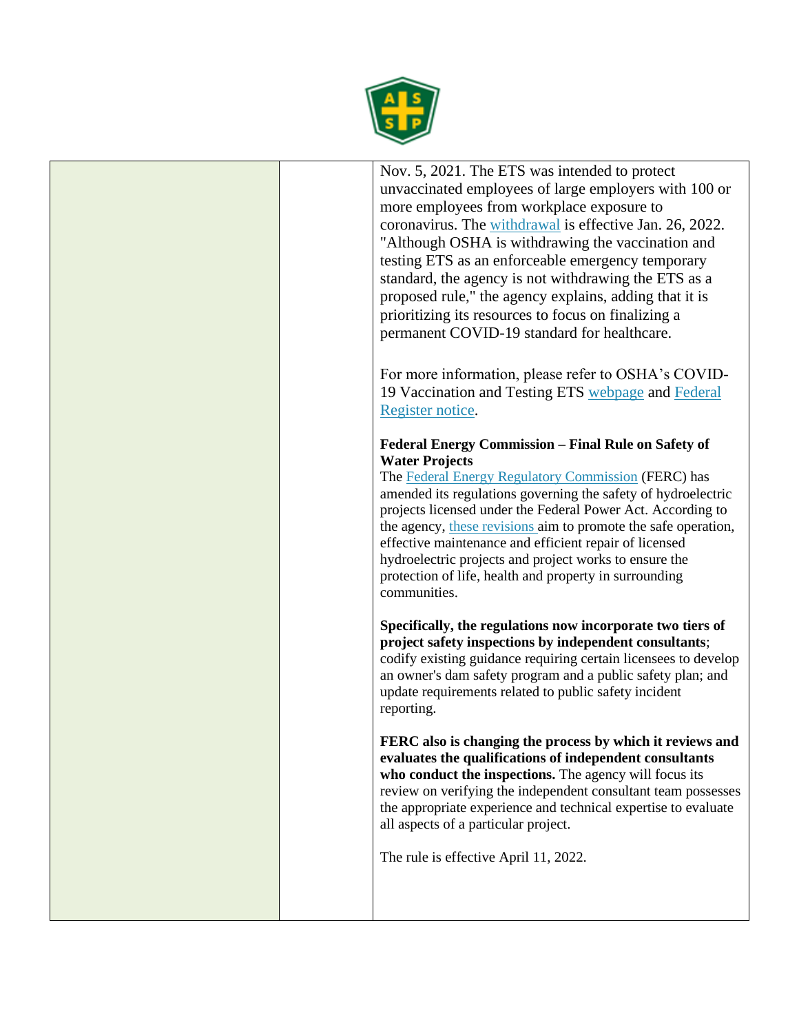| | | Nov. 5, 2021. The ETS was intended to protect unvaccinated employees of large employers with 100 or more employees from workplace exposure to coronavirus. The withdrawal is effective Jan. 26, 2022. "Although OSHA is withdrawing the vaccination and testing ETS as an enforceable emergency temporary standard, the agency is not withdrawing the ETS as a proposed rule," the agency explains, adding that it is prioritizing its resources to focus on finalizing a permanent COVID-19 standard for healthcare.<br><br>For more information, please refer to OSHA's COVID-19 Vaccination and Testing ETS webpage and Federal Register notice.<br><br>**Federal Energy Commission – Final Rule on Safety of Water Projects**<br>The Federal Energy Regulatory Commission (FERC) has amended its regulations governing the safety of hydroelectric projects licensed under the Federal Power Act. According to the agency, these revisions aim to promote the safe operation, effective maintenance and efficient repair of licensed hydroelectric projects and project works to ensure the protection of life, health and property in surrounding communities.<br><br>**Specifically, the regulations now incorporate two tiers of project safety inspections by independent consultants**; codify existing guidance requiring certain licensees to develop an owner's dam safety program and a public safety plan; and update requirements related to public safety incident reporting.<br><br>**FERC also is changing the process by which it reviews and evaluates the qualifications of independent consultants who conduct the inspections.** The agency will focus its review on verifying the independent consultant team possesses the appropriate experience and technical expertise to evaluate all aspects of a particular project.<br><br>The rule is effective April 11, 2022. |
|---|---|---|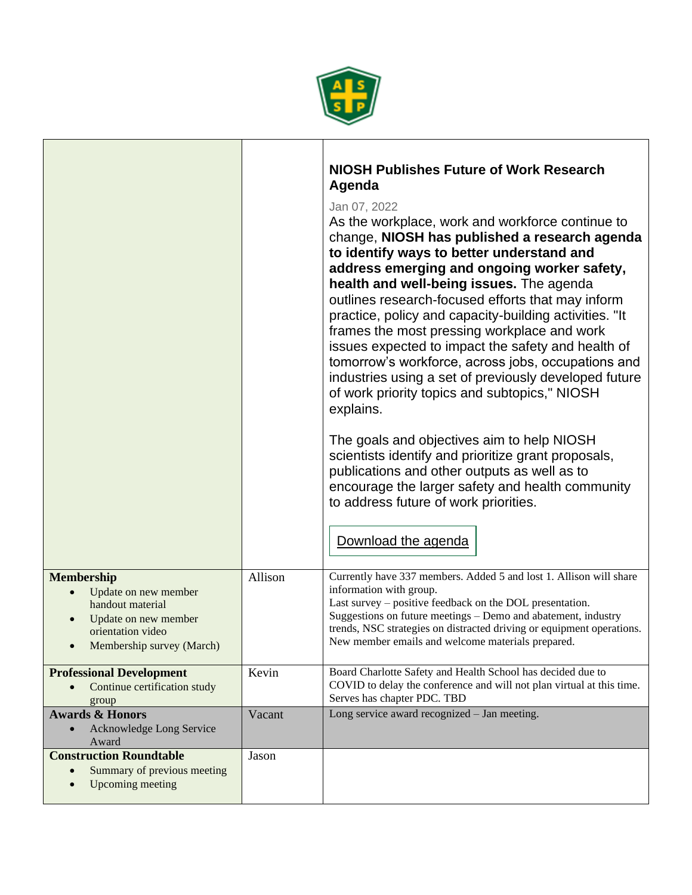| | | |
|---|---|---|
| | | **NIOSH Publishes Future of Work Research Agenda**<br><br>Jan 07, 2022<br>As the workplace, work and workforce continue to change, **NIOSH has published a research agenda to identify ways to better understand and address emerging and ongoing worker safety, health and well-being issues.** The agenda outlines research-focused efforts that may inform practice, policy and capacity-building activities. "It frames the most pressing workplace and work issues expected to impact the safety and health of tomorrow's workforce, across jobs, occupations and industries using a set of previously developed future of work priority topics and subtopics," NIOSH explains.<br><br>The goals and objectives aim to help NIOSH scientists identify and prioritize grant proposals, publications and other outputs as well as to encourage the larger safety and health community to address future of work priorities.<br><br>Download the agenda |
| **Membership**<br>• Update on new member handout material<br>• Update on new member orientation video<br>• Membership survey (March) | Allison | Currently have 337 members. Added 5 and lost 1. Allison will share information with group.<br>Last survey – positive feedback on the DOL presentation.<br>Suggestions on future meetings – Demo and abatement, industry trends, NSC strategies on distracted driving or equipment operations.<br>New member emails and welcome materials prepared. |
| **Professional Development**<br>• Continue certification study group | Kevin | Board Charlotte Safety and Health School has decided due to COVID to delay the conference and will not plan virtual at this time.<br>Serves has chapter PDC. TBD |
| **Awards & Honors**<br>• Acknowledge Long Service Award | Vacant | Long service award recognized – Jan meeting. |
| **Construction Roundtable**<br>• Summary of previous meeting<br>• Upcoming meeting | Jason | |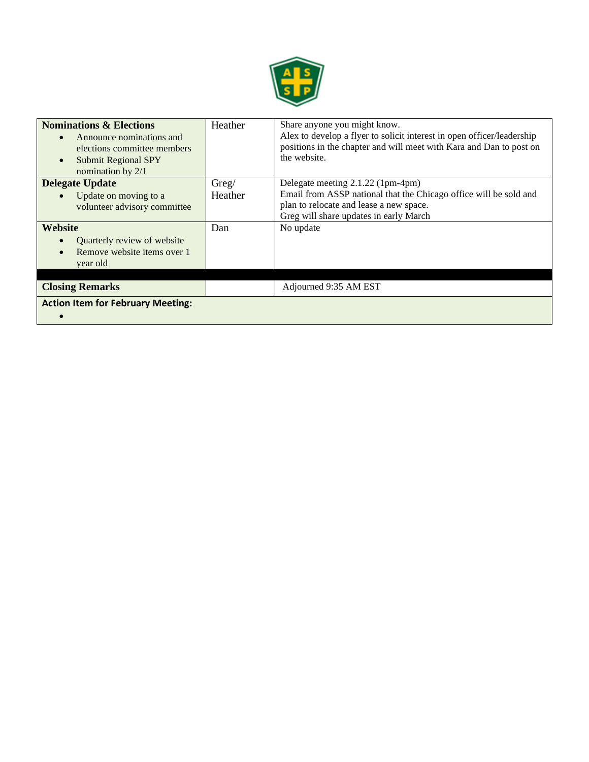| | | |
|---|---|---|
| **Nominations & Elections**<br>• Announce nominations and elections committee members<br>• Submit Regional SPY nomination by 2/1 | Heather | Share anyone you might know.<br>Alex to develop a flyer to solicit interest in open officer/leadership positions in the chapter and will meet with Kara and Dan to post on the website. |
| **Delegate Update**<br>• Update on moving to a volunteer advisory committee | Greg/ Heather | Delegate meeting 2.1.22 (1pm-4pm)<br>Email from ASSP national that the Chicago office will be sold and plan to relocate and lease a new space.<br>Greg will share updates in early March |
| **Website**<br>• Quarterly review of website<br>• Remove website items over 1 year old | Dan | No update |
| | | |
| **Closing Remarks** | | Adjourned 9:35 AM EST |

**Action Item for February Meeting:**

•